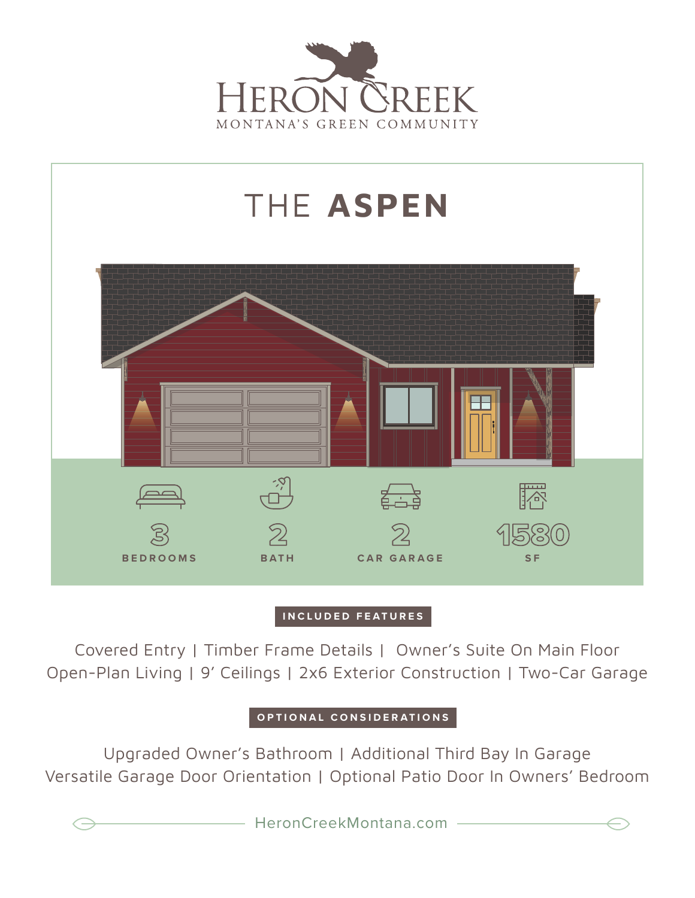# HERON CREEK

MONTANA'S GREEN COMMUNITY

## THE **ASPEN**

3 BEDROOMS

2 BATH

2 CAR GARAGE

1580 SF

**INCLUDED FEATURES**

Covered Entry | Timber Frame Details | Owner's Suite On Main Floor
Open-Plan Living | 9' Ceilings | 2x6 Exterior Construction | Two-Car Garage

**OPTIONAL CONSIDERATIONS**

Upgraded Owner's Bathroom | Additional Third Bay In Garage
Versatile Garage Door Orientation | Optional Patio Door In Owners' Bedroom

HeronCreekMontana.com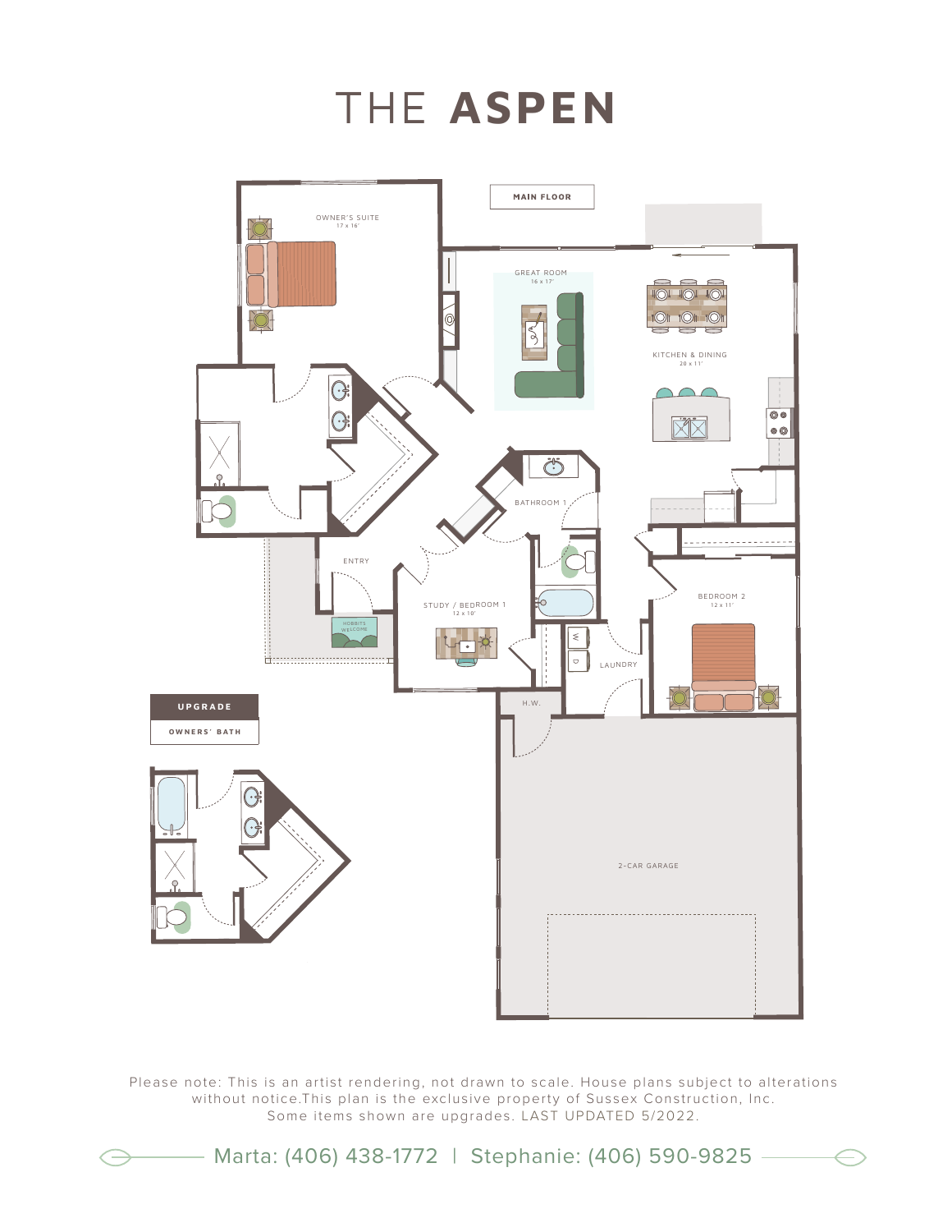# THE ASPEN

MAIN FLOOR

OWNER'S SUITE
17 x 16'

GREAT ROOM
16 x 17'

KITCHEN & DINING
20 x 11'

BATHROOM 1

ENTRY

HOBBITS WELCOME

STUDY / BEDROOM 1
12 x 10'

LAUNDRY

W

D

BEDROOM 2
12 x 11'

H.W.

2-CAR GARAGE

UPGRADE

OWNERS' BATH

Please note: This is an artist rendering, not drawn to scale. House plans subject to alterations without notice.This plan is the exclusive property of Sussex Construction, Inc. Some items shown are upgrades. LAST UPDATED 5/2022.

Marta: (406) 438-1772 | Stephanie: (406) 590-9825